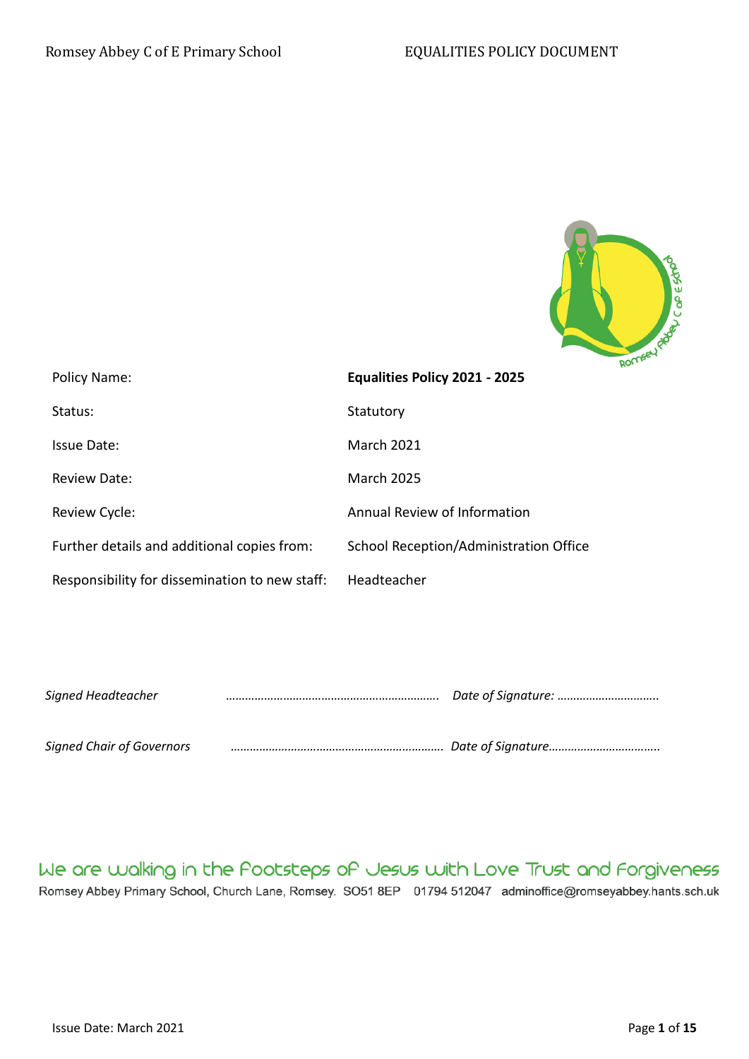| Policy Name: | **Equalities Policy 2021 - 2025** |
|---|---|
| Status: | Statutory |
| Issue Date: | March 2021 |
| Review Date: | March 2025 |
| Review Cycle: | Annual Review of Information |
| Further details and additional copies from: | School Reception/Administration Office |
| Responsibility for dissemination to new staff: | Headteacher |

*Signed Headteacher* ………………………………………………………. *Date of Signature:* ………………………….

*Signed Chair of Governors* ………………………………………………………. *Date of Signature*…………………………….

We are walking in the Footsteps of Jesus with Love Trust and Forgiveness

Romsey Abbey Primary School, Church Lane, Romsey. SO51 8EP 01794 512047 adminoffice@romseyabbey.hants.sch.uk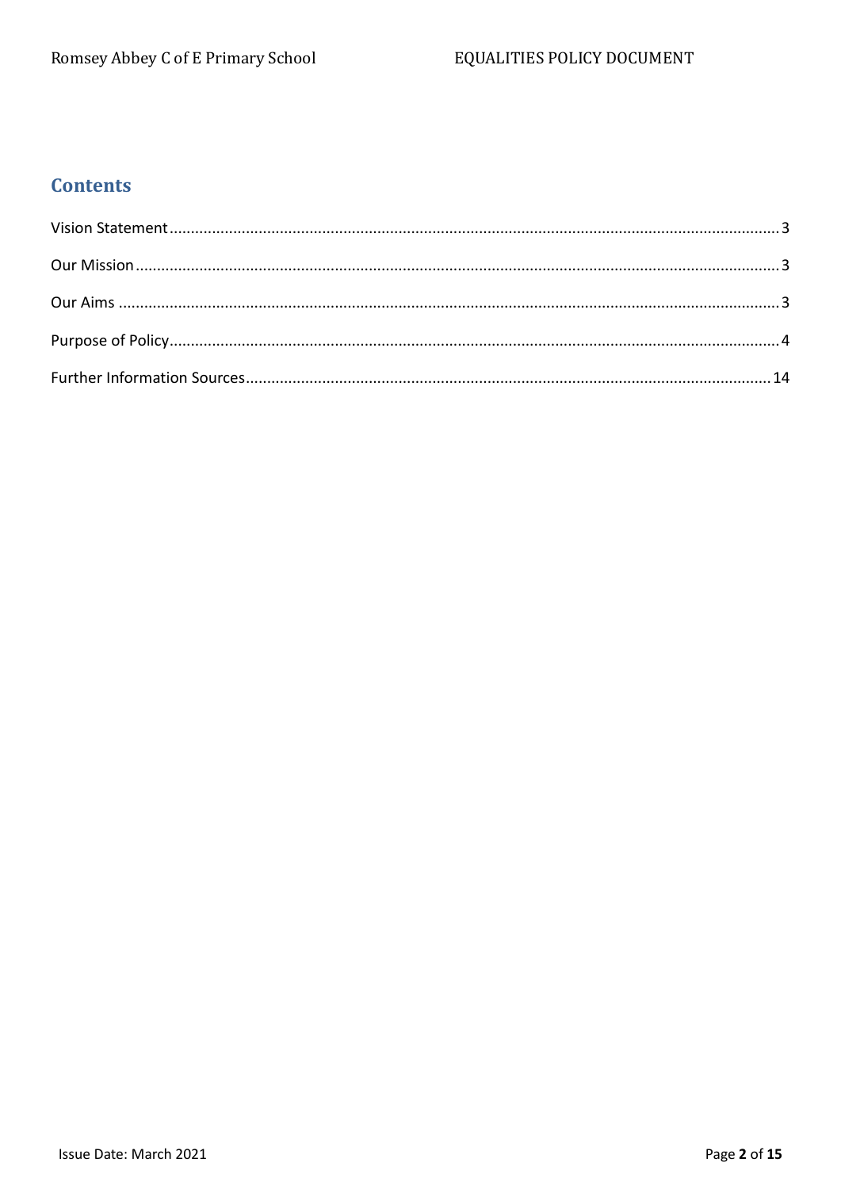## Contents

Vision Statement ..... 3

Our Mission ..... 3

Our Aims ..... 3

Purpose of Policy ..... 4

Further Information Sources ..... 14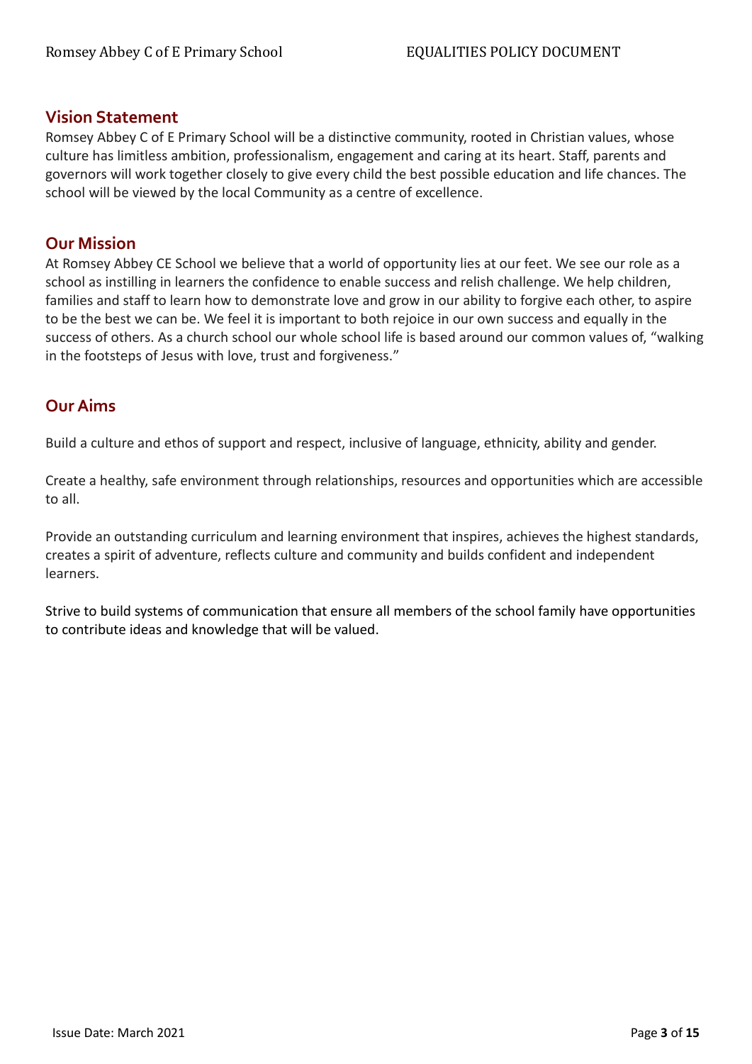## Vision Statement

Romsey Abbey C of E Primary School will be a distinctive community, rooted in Christian values, whose culture has limitless ambition, professionalism, engagement and caring at its heart. Staff, parents and governors will work together closely to give every child the best possible education and life chances. The school will be viewed by the local Community as a centre of excellence.

## Our Mission

At Romsey Abbey CE School we believe that a world of opportunity lies at our feet. We see our role as a school as instilling in learners the confidence to enable success and relish challenge. We help children, families and staff to learn how to demonstrate love and grow in our ability to forgive each other, to aspire to be the best we can be. We feel it is important to both rejoice in our own success and equally in the success of others. As a church school our whole school life is based around our common values of, "walking in the footsteps of Jesus with love, trust and forgiveness."

## Our Aims

Build a culture and ethos of support and respect, inclusive of language, ethnicity, ability and gender.

Create a healthy, safe environment through relationships, resources and opportunities which are accessible to all.

Provide an outstanding curriculum and learning environment that inspires, achieves the highest standards, creates a spirit of adventure, reflects culture and community and builds confident and independent learners.

Strive to build systems of communication that ensure all members of the school family have opportunities to contribute ideas and knowledge that will be valued.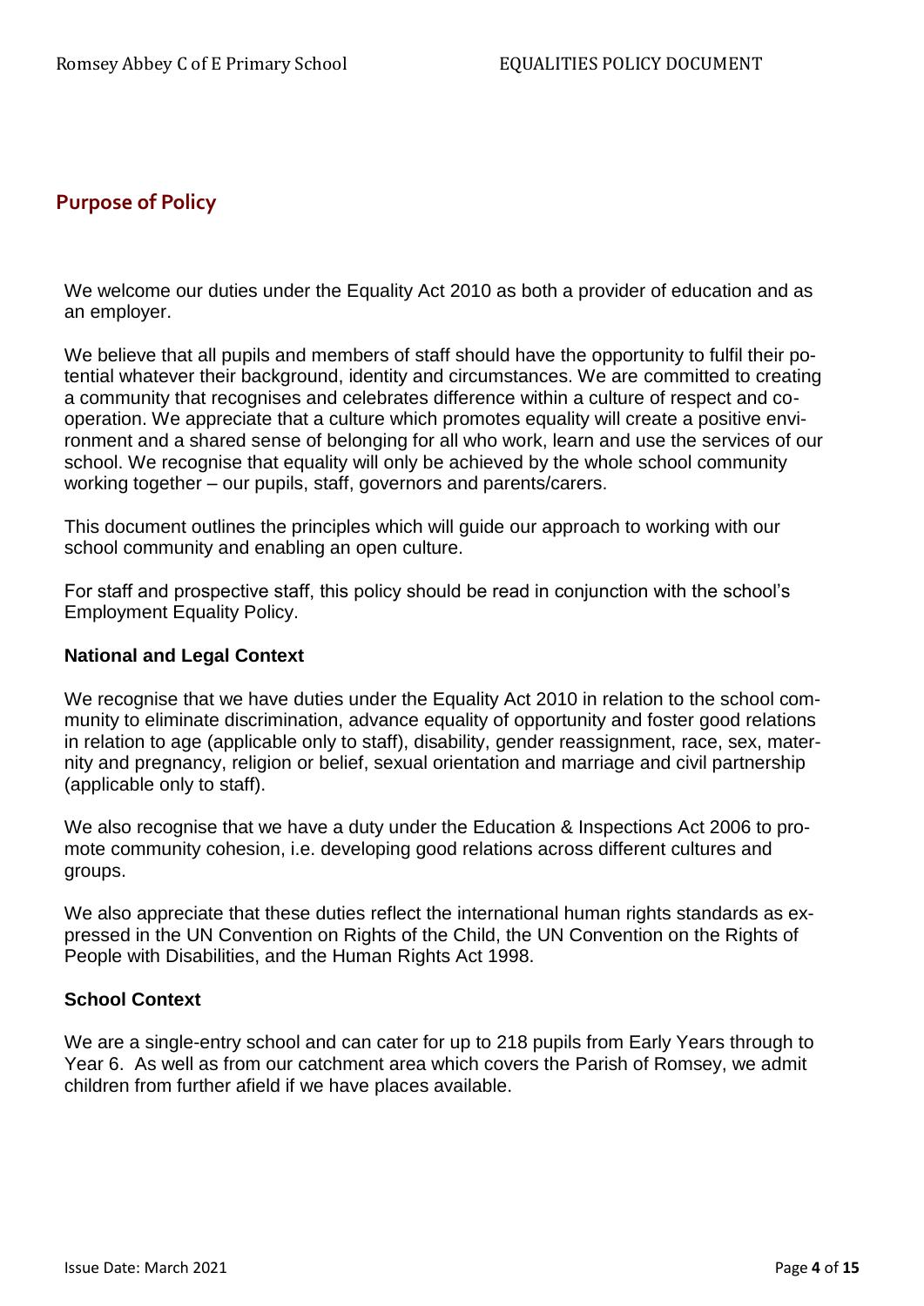## Purpose of Policy

We welcome our duties under the Equality Act 2010 as both a provider of education and as an employer.

We believe that all pupils and members of staff should have the opportunity to fulfil their potential whatever their background, identity and circumstances. We are committed to creating a community that recognises and celebrates difference within a culture of respect and co-operation. We appreciate that a culture which promotes equality will create a positive environment and a shared sense of belonging for all who work, learn and use the services of our school. We recognise that equality will only be achieved by the whole school community working together – our pupils, staff, governors and parents/carers.

This document outlines the principles which will guide our approach to working with our school community and enabling an open culture.

For staff and prospective staff, this policy should be read in conjunction with the school's Employment Equality Policy.

### National and Legal Context

We recognise that we have duties under the Equality Act 2010 in relation to the school community to eliminate discrimination, advance equality of opportunity and foster good relations in relation to age (applicable only to staff), disability, gender reassignment, race, sex, maternity and pregnancy, religion or belief, sexual orientation and marriage and civil partnership (applicable only to staff).

We also recognise that we have a duty under the Education & Inspections Act 2006 to promote community cohesion, i.e. developing good relations across different cultures and groups.

We also appreciate that these duties reflect the international human rights standards as expressed in the UN Convention on Rights of the Child, the UN Convention on the Rights of People with Disabilities, and the Human Rights Act 1998.

### School Context

We are a single-entry school and can cater for up to 218 pupils from Early Years through to Year 6. As well as from our catchment area which covers the Parish of Romsey, we admit children from further afield if we have places available.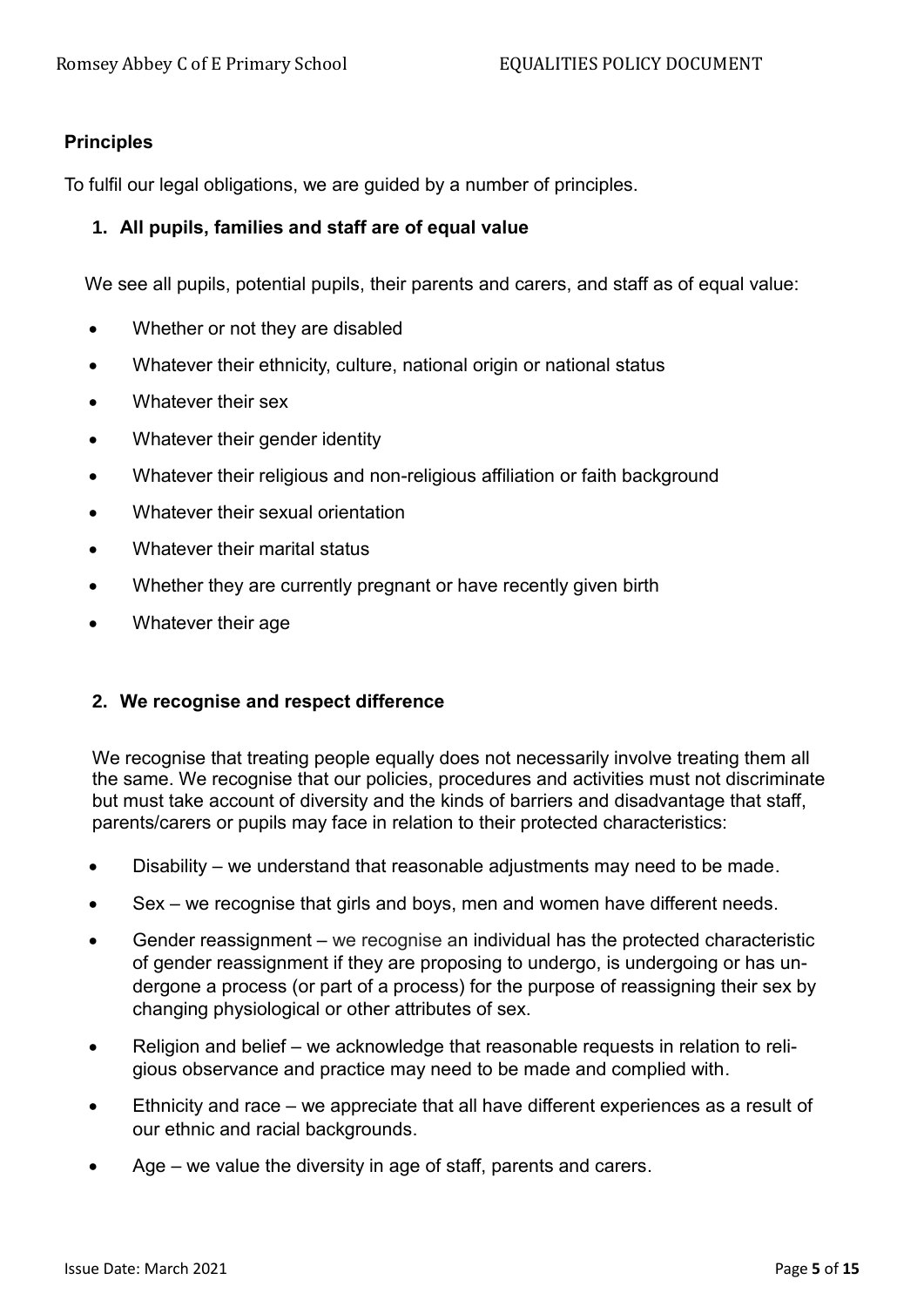## Principles

To fulfil our legal obligations, we are guided by a number of principles.

### 1. All pupils, families and staff are of equal value

We see all pupils, potential pupils, their parents and carers, and staff as of equal value:

- Whether or not they are disabled
- Whatever their ethnicity, culture, national origin or national status
- Whatever their sex
- Whatever their gender identity
- Whatever their religious and non-religious affiliation or faith background
- Whatever their sexual orientation
- Whatever their marital status
- Whether they are currently pregnant or have recently given birth
- Whatever their age

### 2. We recognise and respect difference

We recognise that treating people equally does not necessarily involve treating them all the same. We recognise that our policies, procedures and activities must not discriminate but must take account of diversity and the kinds of barriers and disadvantage that staff, parents/carers or pupils may face in relation to their protected characteristics:

- Disability – we understand that reasonable adjustments may need to be made.
- Sex – we recognise that girls and boys, men and women have different needs.
- Gender reassignment – we recognise an individual has the protected characteristic of gender reassignment if they are proposing to undergo, is undergoing or has undergone a process (or part of a process) for the purpose of reassigning their sex by changing physiological or other attributes of sex.
- Religion and belief – we acknowledge that reasonable requests in relation to religious observance and practice may need to be made and complied with.
- Ethnicity and race – we appreciate that all have different experiences as a result of our ethnic and racial backgrounds.
- Age – we value the diversity in age of staff, parents and carers.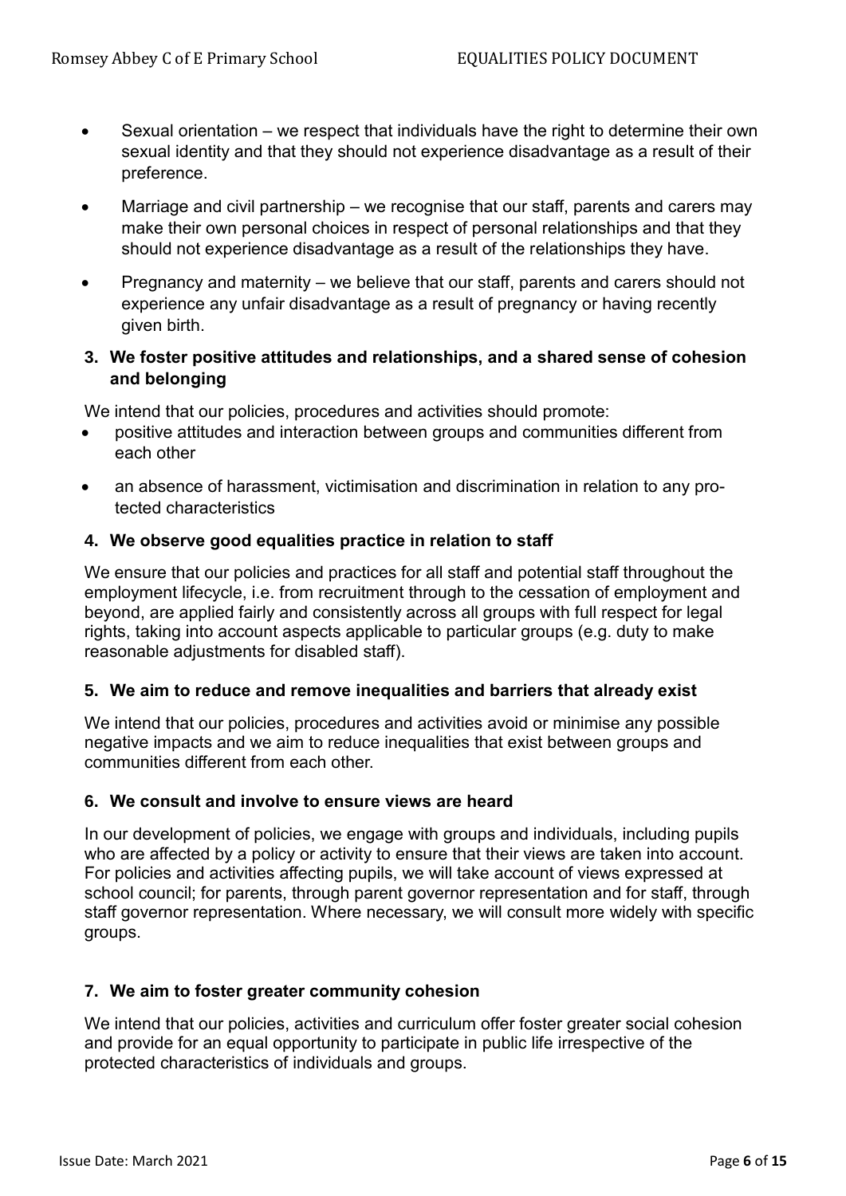- Sexual orientation – we respect that individuals have the right to determine their own sexual identity and that they should not experience disadvantage as a result of their preference.
- Marriage and civil partnership – we recognise that our staff, parents and carers may make their own personal choices in respect of personal relationships and that they should not experience disadvantage as a result of the relationships they have.
- Pregnancy and maternity – we believe that our staff, parents and carers should not experience any unfair disadvantage as a result of pregnancy or having recently given birth.

**3. We foster positive attitudes and relationships, and a shared sense of cohesion and belonging**

We intend that our policies, procedures and activities should promote:

- positive attitudes and interaction between groups and communities different from each other
- an absence of harassment, victimisation and discrimination in relation to any protected characteristics

**4. We observe good equalities practice in relation to staff**

We ensure that our policies and practices for all staff and potential staff throughout the employment lifecycle, i.e. from recruitment through to the cessation of employment and beyond, are applied fairly and consistently across all groups with full respect for legal rights, taking into account aspects applicable to particular groups (e.g. duty to make reasonable adjustments for disabled staff).

**5. We aim to reduce and remove inequalities and barriers that already exist**

We intend that our policies, procedures and activities avoid or minimise any possible negative impacts and we aim to reduce inequalities that exist between groups and communities different from each other.

**6. We consult and involve to ensure views are heard**

In our development of policies, we engage with groups and individuals, including pupils who are affected by a policy or activity to ensure that their views are taken into account. For policies and activities affecting pupils, we will take account of views expressed at school council; for parents, through parent governor representation and for staff, through staff governor representation. Where necessary, we will consult more widely with specific groups.

**7. We aim to foster greater community cohesion**

We intend that our policies, activities and curriculum offer foster greater social cohesion and provide for an equal opportunity to participate in public life irrespective of the protected characteristics of individuals and groups.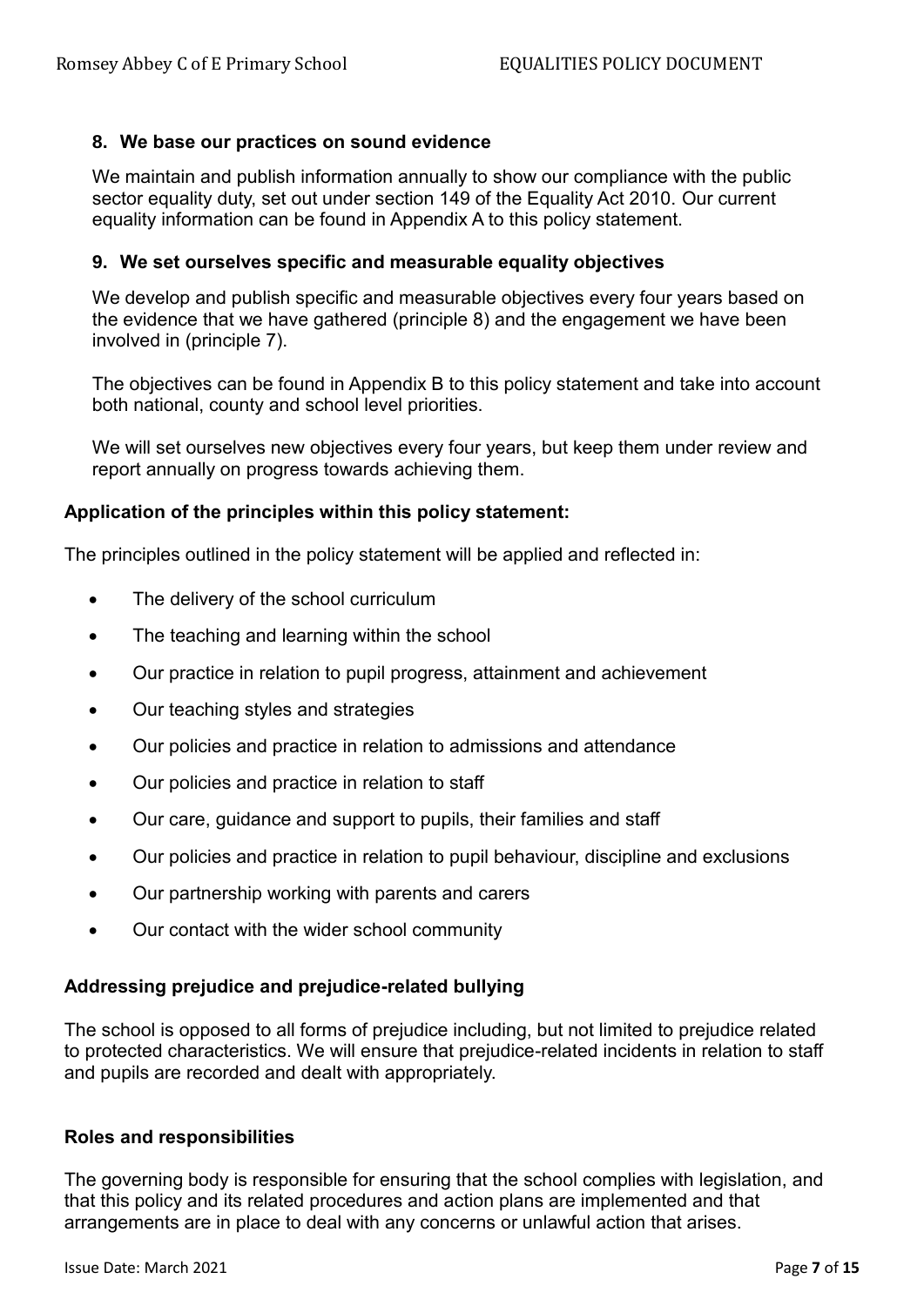### 8. We base our practices on sound evidence

We maintain and publish information annually to show our compliance with the public sector equality duty, set out under section 149 of the Equality Act 2010. Our current equality information can be found in Appendix A to this policy statement.

### 9. We set ourselves specific and measurable equality objectives

We develop and publish specific and measurable objectives every four years based on the evidence that we have gathered (principle 8) and the engagement we have been involved in (principle 7).

The objectives can be found in Appendix B to this policy statement and take into account both national, county and school level priorities.

We will set ourselves new objectives every four years, but keep them under review and report annually on progress towards achieving them.

## Application of the principles within this policy statement:

The principles outlined in the policy statement will be applied and reflected in:

- The delivery of the school curriculum
- The teaching and learning within the school
- Our practice in relation to pupil progress, attainment and achievement
- Our teaching styles and strategies
- Our policies and practice in relation to admissions and attendance
- Our policies and practice in relation to staff
- Our care, guidance and support to pupils, their families and staff
- Our policies and practice in relation to pupil behaviour, discipline and exclusions
- Our partnership working with parents and carers
- Our contact with the wider school community

## Addressing prejudice and prejudice-related bullying

The school is opposed to all forms of prejudice including, but not limited to prejudice related to protected characteristics. We will ensure that prejudice-related incidents in relation to staff and pupils are recorded and dealt with appropriately.

## Roles and responsibilities

The governing body is responsible for ensuring that the school complies with legislation, and that this policy and its related procedures and action plans are implemented and that arrangements are in place to deal with any concerns or unlawful action that arises.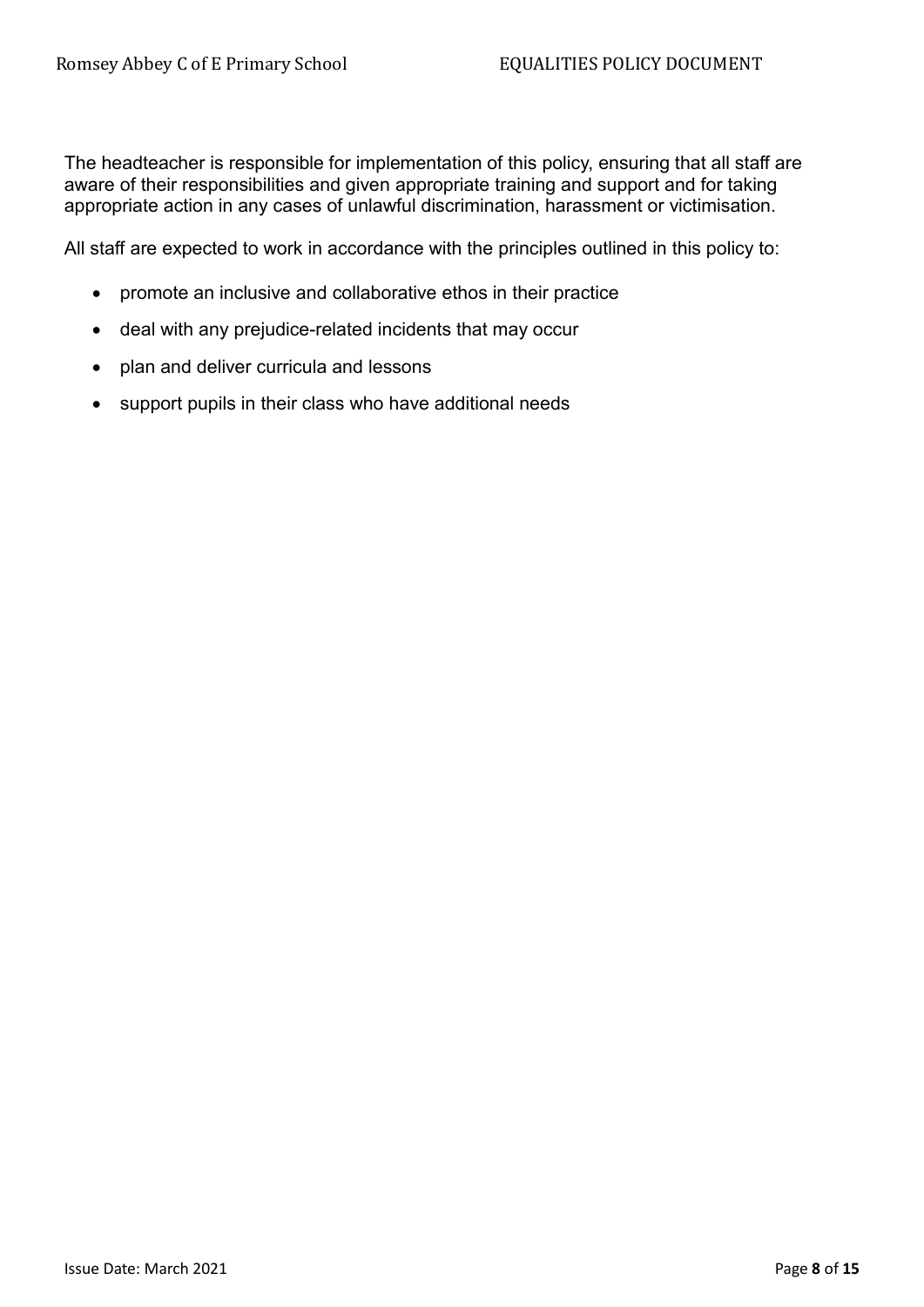The headteacher is responsible for implementation of this policy, ensuring that all staff are aware of their responsibilities and given appropriate training and support and for taking appropriate action in any cases of unlawful discrimination, harassment or victimisation.

All staff are expected to work in accordance with the principles outlined in this policy to:

- promote an inclusive and collaborative ethos in their practice
- deal with any prejudice-related incidents that may occur
- plan and deliver curricula and lessons
- support pupils in their class who have additional needs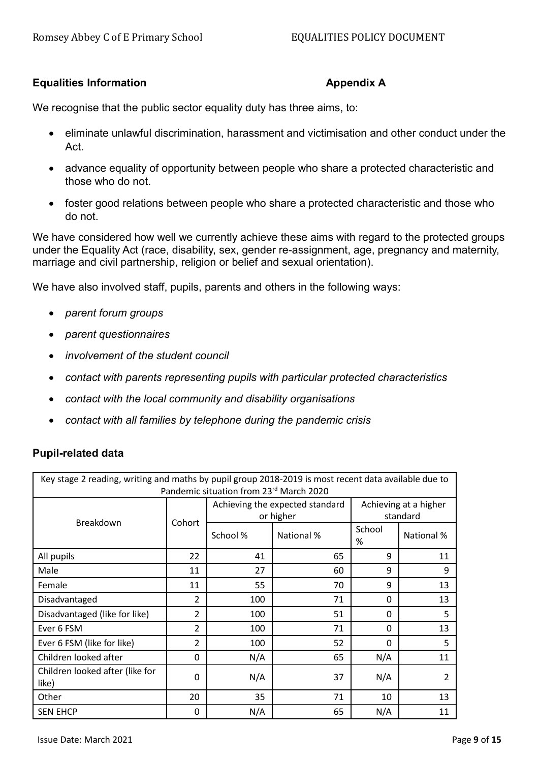**Equalities Information** **Appendix A**

We recognise that the public sector equality duty has three aims, to:

- eliminate unlawful discrimination, harassment and victimisation and other conduct under the Act.
- advance equality of opportunity between people who share a protected characteristic and those who do not.
- foster good relations between people who share a protected characteristic and those who do not.

We have considered how well we currently achieve these aims with regard to the protected groups under the Equality Act (race, disability, sex, gender re-assignment, age, pregnancy and maternity, marriage and civil partnership, religion or belief and sexual orientation).

We have also involved staff, pupils, parents and others in the following ways:

- *parent forum groups*
- *parent questionnaires*
- *involvement of the student council*
- *contact with parents representing pupils with particular protected characteristics*
- *contact with the local community and disability organisations*
- *contact with all families by telephone during the pandemic crisis*

**Pupil-related data**

| Key stage 2 reading, writing and maths by pupil group 2018-2019 is most recent data available due to Pandemic situation from 23rd March 2020 | | | | | |
|---|---|---|---|---|---|
| Breakdown | Cohort | Achieving the expected standard or higher | | Achieving at a higher standard | |
| | | School % | National % | School % | National % |
| All pupils | 22 | 41 | 65 | 9 | 11 |
| Male | 11 | 27 | 60 | 9 | 9 |
| Female | 11 | 55 | 70 | 9 | 13 |
| Disadvantaged | 2 | 100 | 71 | 0 | 13 |
| Disadvantaged (like for like) | 2 | 100 | 51 | 0 | 5 |
| Ever 6 FSM | 2 | 100 | 71 | 0 | 13 |
| Ever 6 FSM (like for like) | 2 | 100 | 52 | 0 | 5 |
| Children looked after | 0 | N/A | 65 | N/A | 11 |
| Children looked after (like for like) | 0 | N/A | 37 | N/A | 2 |
| Other | 20 | 35 | 71 | 10 | 13 |
| SEN EHCP | 0 | N/A | 65 | N/A | 11 |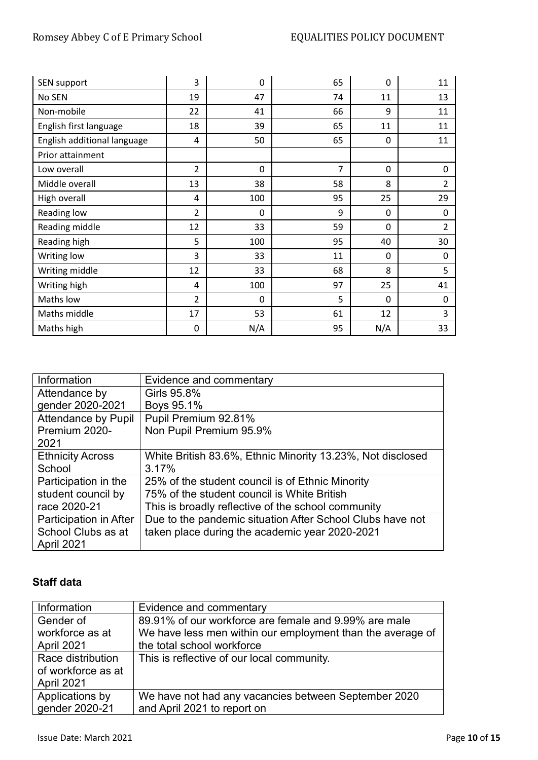| | | | | | |
|---|---|---|---|---|---|
| SEN support | 3 | 0 | 65 | 0 | 11 |
| No SEN | 19 | 47 | 74 | 11 | 13 |
| Non-mobile | 22 | 41 | 66 | 9 | 11 |
| English first language | 18 | 39 | 65 | 11 | 11 |
| English additional language | 4 | 50 | 65 | 0 | 11 |
| Prior attainment | | | | | |
| Low overall | 2 | 0 | 7 | 0 | 0 |
| Middle overall | 13 | 38 | 58 | 8 | 2 |
| High overall | 4 | 100 | 95 | 25 | 29 |
| Reading low | 2 | 0 | 9 | 0 | 0 |
| Reading middle | 12 | 33 | 59 | 0 | 2 |
| Reading high | 5 | 100 | 95 | 40 | 30 |
| Writing low | 3 | 33 | 11 | 0 | 0 |
| Writing middle | 12 | 33 | 68 | 8 | 5 |
| Writing high | 4 | 100 | 97 | 25 | 41 |
| Maths low | 2 | 0 | 5 | 0 | 0 |
| Maths middle | 17 | 53 | 61 | 12 | 3 |
| Maths high | 0 | N/A | 95 | N/A | 33 |

| Information | Evidence and commentary |
|---|---|
| Attendance by gender 2020-2021 | Girls 95.8%<br>Boys 95.1% |
| Attendance by Pupil Premium 2020-2021 | Pupil Premium 92.81%<br>Non Pupil Premium 95.9% |
| Ethnicity Across School | White British 83.6%, Ethnic Minority 13.23%, Not disclosed 3.17% |
| Participation in the student council by race 2020-21 | 25% of the student council is of Ethnic Minority<br>75% of the student council is White British<br>This is broadly reflective of the school community |
| Participation in After School Clubs as at April 2021 | Due to the pandemic situation After School Clubs have not taken place during the academic year 2020-2021 |

**Staff data**

| Information | Evidence and commentary |
|---|---|
| Gender of workforce as at April 2021 | 89.91% of our workforce are female and 9.99% are male<br>We have less men within our employment than the average of the total school workforce |
| Race distribution of workforce as at April 2021 | This is reflective of our local community. |
| Applications by gender 2020-21 | We have not had any vacancies between September 2020 and April 2021 to report on |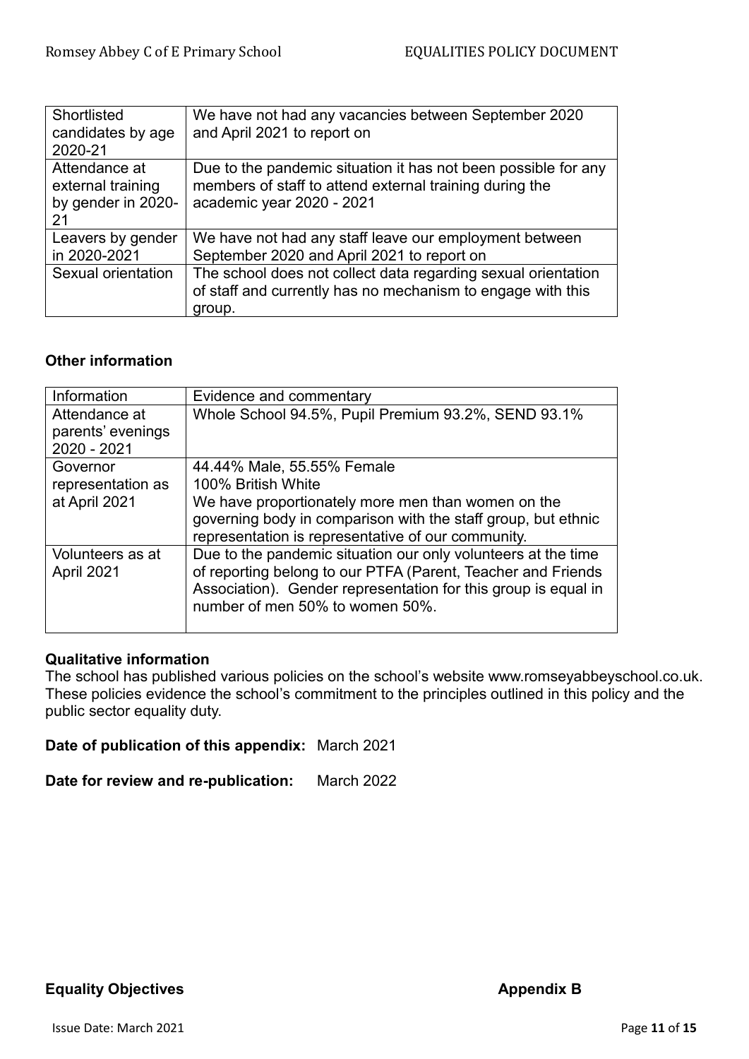| Shortlisted candidates by age 2020-21 | We have not had any vacancies between September 2020 and April 2021 to report on |
|---|---|
| Attendance at external training by gender in 2020-21 | Due to the pandemic situation it has not been possible for any members of staff to attend external training during the academic year 2020 - 2021 |
| Leavers by gender in 2020-2021 | We have not had any staff leave our employment between September 2020 and April 2021 to report on |
| Sexual orientation | The school does not collect data regarding sexual orientation of staff and currently has no mechanism to engage with this group. |

**Other information**

| Information | Evidence and commentary |
|---|---|
| Attendance at parents' evenings 2020 - 2021 | Whole School 94.5%, Pupil Premium 93.2%, SEND 93.1% |
| Governor representation as at April 2021 | 44.44% Male, 55.55% Female<br>100% British White<br>We have proportionately more men than women on the governing body in comparison with the staff group, but ethnic representation is representative of our community. |
| Volunteers as at April 2021 | Due to the pandemic situation our only volunteers at the time of reporting belong to our PTFA (Parent, Teacher and Friends Association). Gender representation for this group is equal in number of men 50% to women 50%. |

**Qualitative information**

The school has published various policies on the school's website www.romseyabbeyschool.co.uk. These policies evidence the school's commitment to the principles outlined in this policy and the public sector equality duty.

**Date of publication of this appendix:** March 2021

**Date for review and re-publication:** March 2022

**Equality Objectives** **Appendix B**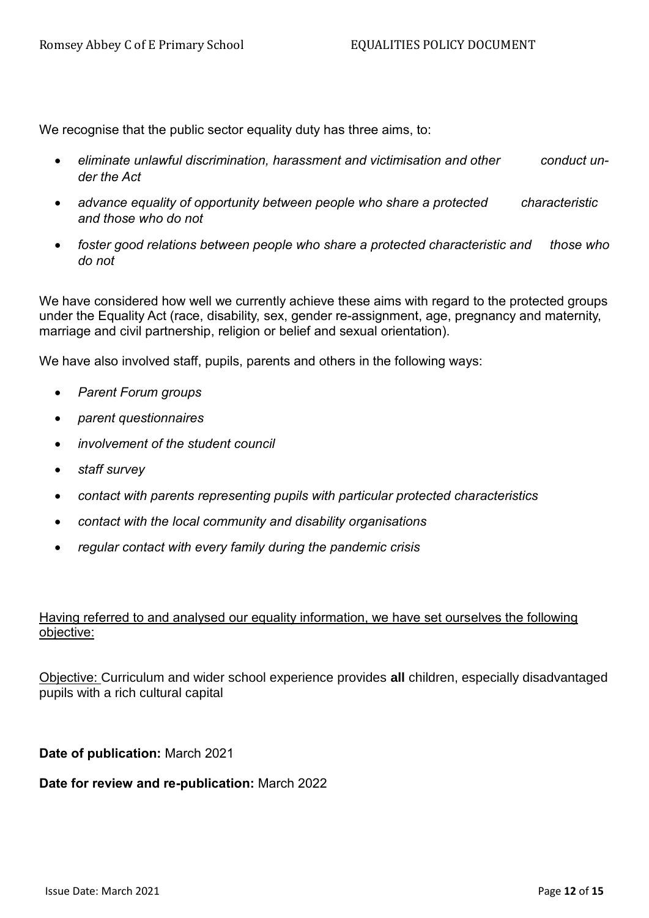We recognise that the public sector equality duty has three aims, to:

- *eliminate unlawful discrimination, harassment and victimisation and other conduct under the Act*
- *advance equality of opportunity between people who share a protected characteristic and those who do not*
- *foster good relations between people who share a protected characteristic and those who do not*

We have considered how well we currently achieve these aims with regard to the protected groups under the Equality Act (race, disability, sex, gender re-assignment, age, pregnancy and maternity, marriage and civil partnership, religion or belief and sexual orientation).

We have also involved staff, pupils, parents and others in the following ways:

- *Parent Forum groups*
- *parent questionnaires*
- *involvement of the student council*
- *staff survey*
- *contact with parents representing pupils with particular protected characteristics*
- *contact with the local community and disability organisations*
- *regular contact with every family during the pandemic crisis*

<u>Having referred to and analysed our equality information, we have set ourselves the following objective:</u>

<u>Objective:</u> Curriculum and wider school experience provides **all** children, especially disadvantaged pupils with a rich cultural capital

**Date of publication:** March 2021

**Date for review and re-publication:** March 2022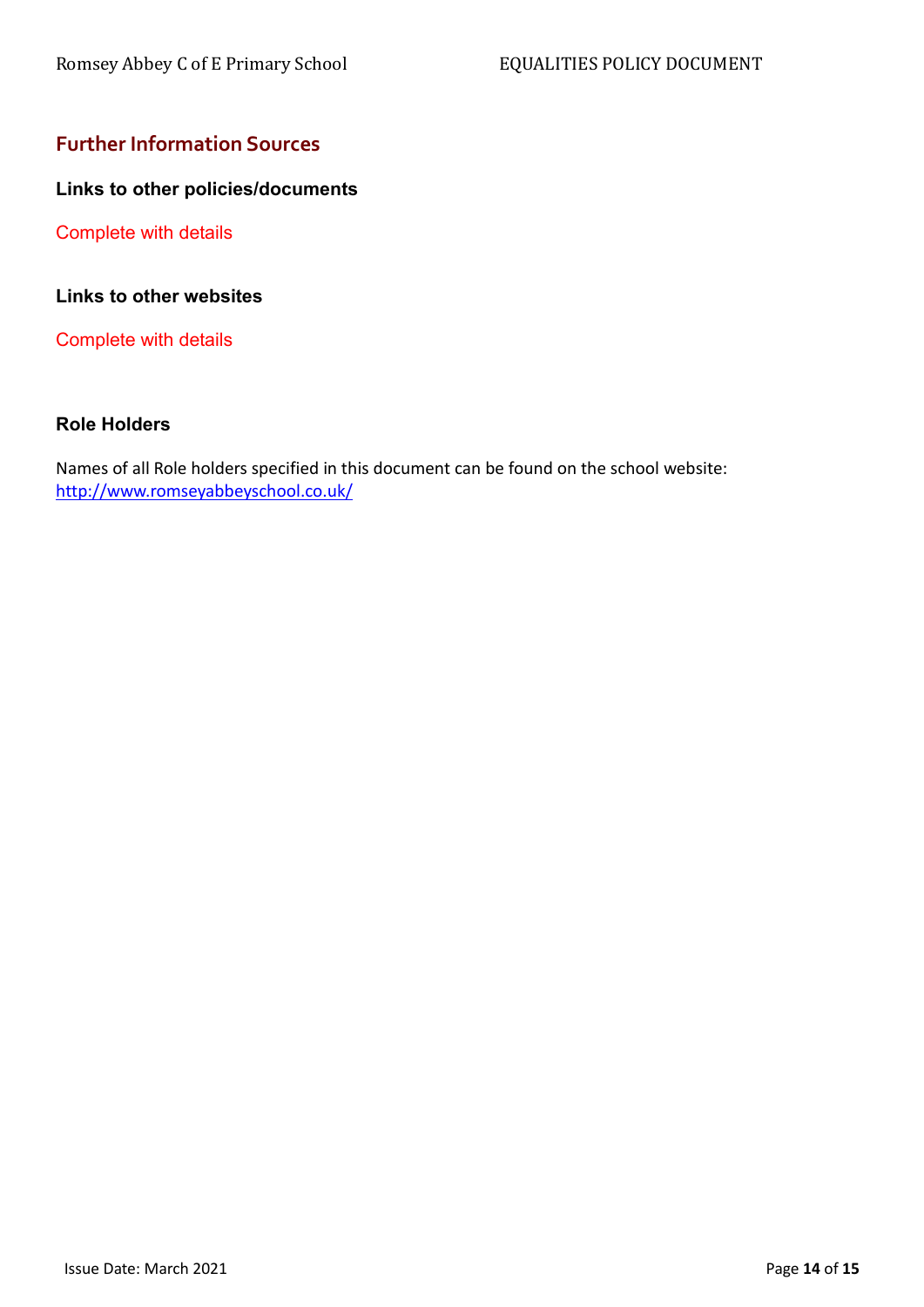## Further Information Sources

### Links to other policies/documents

Complete with details

### Links to other websites

Complete with details

### Role Holders

Names of all Role holders specified in this document can be found on the school website: http://www.romseyabbeyschool.co.uk/